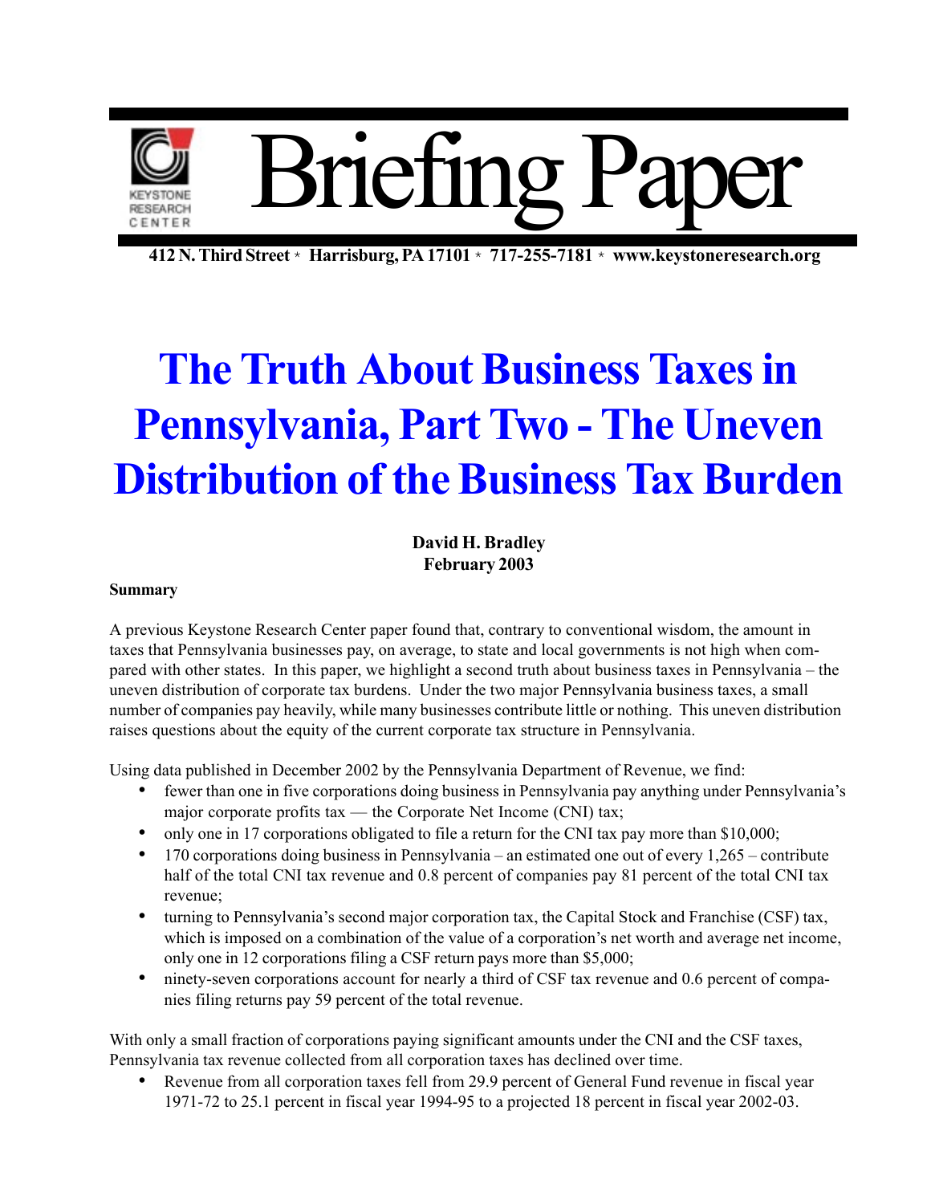# Briefing Paper

Keystone Research Center

412 N. Third Street * Harrisburg, PA 17101 * 717-255-7181 * www.keystoneresearch.org

# The Truth About Business Taxes in Pennsylvania, Part Two - The Uneven Distribution of the Business Tax Burden

**David H. Bradley**
**February 2003**

**Summary**

A previous Keystone Research Center paper found that, contrary to conventional wisdom, the amount in taxes that Pennsylvania businesses pay, on average, to state and local governments is not high when compared with other states. In this paper, we highlight a second truth about business taxes in Pennsylvania – the uneven distribution of corporate tax burdens. Under the two major Pennsylvania business taxes, a small number of companies pay heavily, while many businesses contribute little or nothing. This uneven distribution raises questions about the equity of the current corporate tax structure in Pennsylvania.

Using data published in December 2002 by the Pennsylvania Department of Revenue, we find:

- fewer than one in five corporations doing business in Pennsylvania pay anything under Pennsylvania's major corporate profits tax — the Corporate Net Income (CNI) tax;
- only one in 17 corporations obligated to file a return for the CNI tax pay more than $10,000;
- 170 corporations doing business in Pennsylvania – an estimated one out of every 1,265 – contribute half of the total CNI tax revenue and 0.8 percent of companies pay 81 percent of the total CNI tax revenue;
- turning to Pennsylvania's second major corporation tax, the Capital Stock and Franchise (CSF) tax, which is imposed on a combination of the value of a corporation's net worth and average net income, only one in 12 corporations filing a CSF return pays more than $5,000;
- ninety-seven corporations account for nearly a third of CSF tax revenue and 0.6 percent of companies filing returns pay 59 percent of the total revenue.

With only a small fraction of corporations paying significant amounts under the CNI and the CSF taxes, Pennsylvania tax revenue collected from all corporation taxes has declined over time.

- Revenue from all corporation taxes fell from 29.9 percent of General Fund revenue in fiscal year 1971-72 to 25.1 percent in fiscal year 1994-95 to a projected 18 percent in fiscal year 2002-03.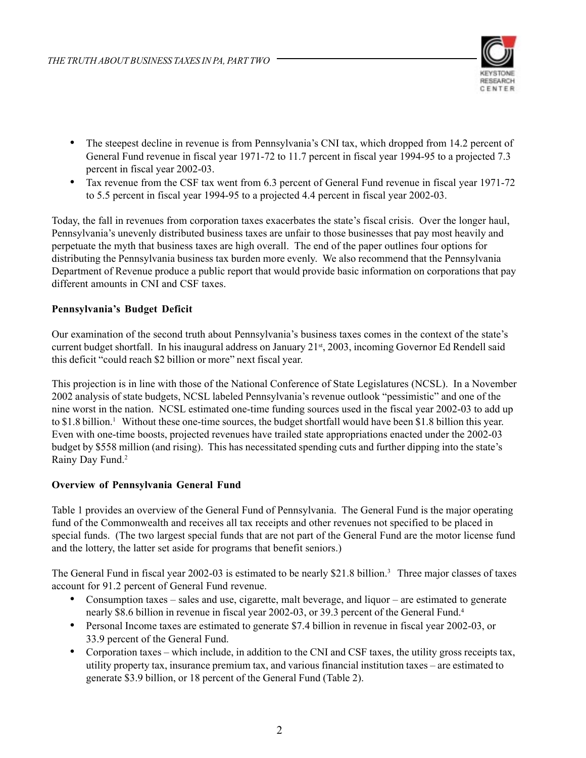- The steepest decline in revenue is from Pennsylvania's CNI tax, which dropped from 14.2 percent of General Fund revenue in fiscal year 1971-72 to 11.7 percent in fiscal year 1994-95 to a projected 7.3 percent in fiscal year 2002-03.
- Tax revenue from the CSF tax went from 6.3 percent of General Fund revenue in fiscal year 1971-72 to 5.5 percent in fiscal year 1994-95 to a projected 4.4 percent in fiscal year 2002-03.

Today, the fall in revenues from corporation taxes exacerbates the state's fiscal crisis. Over the longer haul, Pennsylvania's unevenly distributed business taxes are unfair to those businesses that pay most heavily and perpetuate the myth that business taxes are high overall. The end of the paper outlines four options for distributing the Pennsylvania business tax burden more evenly. We also recommend that the Pennsylvania Department of Revenue produce a public report that would provide basic information on corporations that pay different amounts in CNI and CSF taxes.

**Pennsylvania's Budget Deficit**

Our examination of the second truth about Pennsylvania's business taxes comes in the context of the state's current budget shortfall. In his inaugural address on January 21st, 2003, incoming Governor Ed Rendell said this deficit "could reach $2 billion or more" next fiscal year.

This projection is in line with those of the National Conference of State Legislatures (NCSL). In a November 2002 analysis of state budgets, NCSL labeled Pennsylvania's revenue outlook "pessimistic" and one of the nine worst in the nation. NCSL estimated one-time funding sources used in the fiscal year 2002-03 to add up to $1.8 billion.[1] Without these one-time sources, the budget shortfall would have been $1.8 billion this year. Even with one-time boosts, projected revenues have trailed state appropriations enacted under the 2002-03 budget by $558 million (and rising). This has necessitated spending cuts and further dipping into the state's Rainy Day Fund.[2]

**Overview of Pennsylvania General Fund**

Table 1 provides an overview of the General Fund of Pennsylvania. The General Fund is the major operating fund of the Commonwealth and receives all tax receipts and other revenues not specified to be placed in special funds. (The two largest special funds that are not part of the General Fund are the motor license fund and the lottery, the latter set aside for programs that benefit seniors.)

The General Fund in fiscal year 2002-03 is estimated to be nearly $21.8 billion.[3] Three major classes of taxes account for 91.2 percent of General Fund revenue.

- Consumption taxes – sales and use, cigarette, malt beverage, and liquor – are estimated to generate nearly $8.6 billion in revenue in fiscal year 2002-03, or 39.3 percent of the General Fund.[4]
- Personal Income taxes are estimated to generate $7.4 billion in revenue in fiscal year 2002-03, or 33.9 percent of the General Fund.
- Corporation taxes – which include, in addition to the CNI and CSF taxes, the utility gross receipts tax, utility property tax, insurance premium tax, and various financial institution taxes – are estimated to generate $3.9 billion, or 18 percent of the General Fund (Table 2).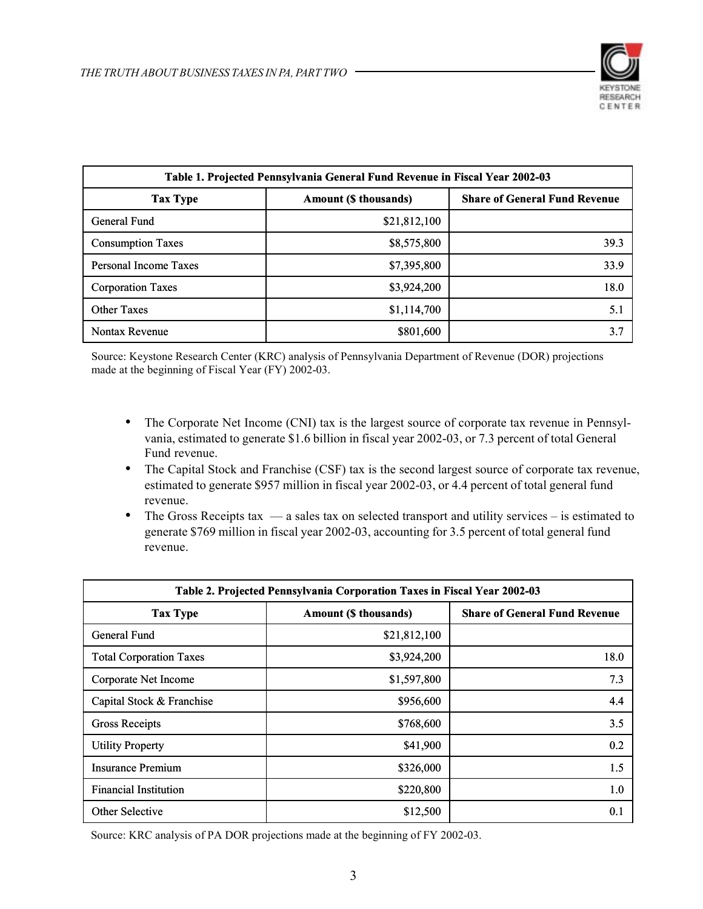| Table 1. Projected Pennsylvania General Fund Revenue in Fiscal Year 2002-03 | | |
|---|---|---|
| **Tax Type** | **Amount ($ thousands)** | **Share of General Fund Revenue** |
| General Fund | $21,812,100 | |
| Consumption Taxes | $8,575,800 | 39.3 |
| Personal Income Taxes | $7,395,800 | 33.9 |
| Corporation Taxes | $3,924,200 | 18.0 |
| Other Taxes | $1,114,700 | 5.1 |
| Nontax Revenue | $801,600 | 3.7 |

Source: Keystone Research Center (KRC) analysis of Pennsylvania Department of Revenue (DOR) projections made at the beginning of Fiscal Year (FY) 2002-03.

- The Corporate Net Income (CNI) tax is the largest source of corporate tax revenue in Pennsylvania, estimated to generate $1.6 billion in fiscal year 2002-03, or 7.3 percent of total General Fund revenue.
- The Capital Stock and Franchise (CSF) tax is the second largest source of corporate tax revenue, estimated to generate $957 million in fiscal year 2002-03, or 4.4 percent of total general fund revenue.
- The Gross Receipts tax — a sales tax on selected transport and utility services – is estimated to generate $769 million in fiscal year 2002-03, accounting for 3.5 percent of total general fund revenue.

| Table 2. Projected Pennsylvania Corporation Taxes in Fiscal Year 2002-03 | | |
|---|---|---|
| **Tax Type** | **Amount ($ thousands)** | **Share of General Fund Revenue** |
| General Fund | $21,812,100 | |
| Total Corporation Taxes | $3,924,200 | 18.0 |
| Corporate Net Income | $1,597,800 | 7.3 |
| Capital Stock & Franchise | $956,600 | 4.4 |
| Gross Receipts | $768,600 | 3.5 |
| Utility Property | $41,900 | 0.2 |
| Insurance Premium | $326,000 | 1.5 |
| Financial Institution | $220,800 | 1.0 |
| Other Selective | $12,500 | 0.1 |

Source: KRC analysis of PA DOR projections made at the beginning of FY 2002-03.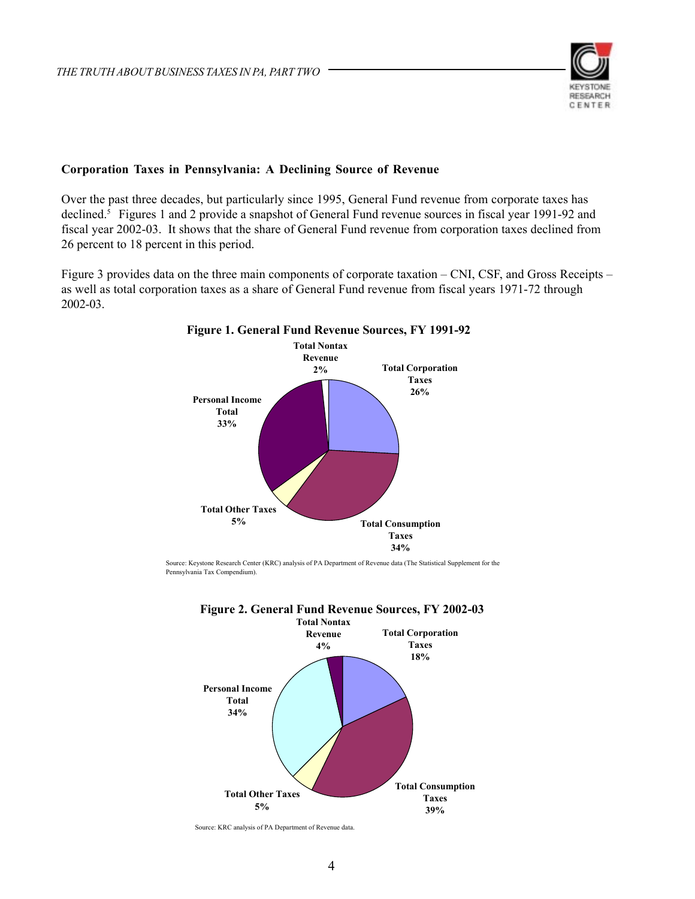**Corporation Taxes in Pennsylvania: A Declining Source of Revenue**

Over the past three decades, but particularly since 1995, General Fund revenue from corporate taxes has declined.[5] Figures 1 and 2 provide a snapshot of General Fund revenue sources in fiscal year 1991-92 and fiscal year 2002-03. It shows that the share of General Fund revenue from corporation taxes declined from 26 percent to 18 percent in this period.

Figure 3 provides data on the three main components of corporate taxation – CNI, CSF, and Gross Receipts – as well as total corporation taxes as a share of General Fund revenue from fiscal years 1971-72 through 2002-03.

**Figure 1. General Fund Revenue Sources, FY 1991-92**

Total Nontax Revenue 2%
Total Corporation Taxes 26%
Personal Income Total 33%
Total Other Taxes 5%
Total Consumption Taxes 34%

Source: Keystone Research Center (KRC) analysis of PA Department of Revenue data (The Statistical Supplement for the Pennsylvania Tax Compendium).

**Figure 2. General Fund Revenue Sources, FY 2002-03**

Total Nontax Revenue 4%
Total Corporation Taxes 18%
Personal Income Total 34%
Total Other Taxes 5%
Total Consumption Taxes 39%

Source: KRC analysis of PA Department of Revenue data.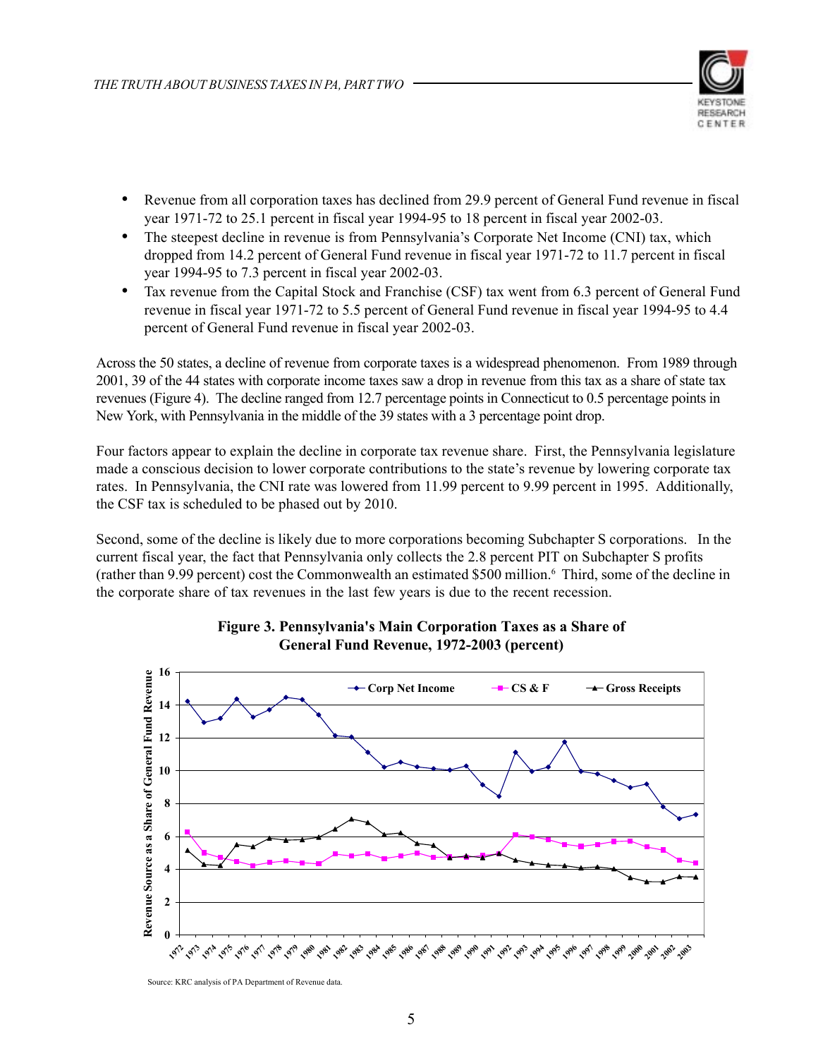- Revenue from all corporation taxes has declined from 29.9 percent of General Fund revenue in fiscal year 1971-72 to 25.1 percent in fiscal year 1994-95 to 18 percent in fiscal year 2002-03.
- The steepest decline in revenue is from Pennsylvania's Corporate Net Income (CNI) tax, which dropped from 14.2 percent of General Fund revenue in fiscal year 1971-72 to 11.7 percent in fiscal year 1994-95 to 7.3 percent in fiscal year 2002-03.
- Tax revenue from the Capital Stock and Franchise (CSF) tax went from 6.3 percent of General Fund revenue in fiscal year 1971-72 to 5.5 percent of General Fund revenue in fiscal year 1994-95 to 4.4 percent of General Fund revenue in fiscal year 2002-03.

Across the 50 states, a decline of revenue from corporate taxes is a widespread phenomenon. From 1989 through 2001, 39 of the 44 states with corporate income taxes saw a drop in revenue from this tax as a share of state tax revenues (Figure 4). The decline ranged from 12.7 percentage points in Connecticut to 0.5 percentage points in New York, with Pennsylvania in the middle of the 39 states with a 3 percentage point drop.

Four factors appear to explain the decline in corporate tax revenue share. First, the Pennsylvania legislature made a conscious decision to lower corporate contributions to the state's revenue by lowering corporate tax rates. In Pennsylvania, the CNI rate was lowered from 11.99 percent to 9.99 percent in 1995. Additionally, the CSF tax is scheduled to be phased out by 2010.

Second, some of the decline is likely due to more corporations becoming Subchapter S corporations. In the current fiscal year, the fact that Pennsylvania only collects the 2.8 percent PIT on Subchapter S profits (rather than 9.99 percent) cost the Commonwealth an estimated $500 million.[6] Third, some of the decline in the corporate share of tax revenues in the last few years is due to the recent recession.

**Figure 3. Pennsylvania's Main Corporation Taxes as a Share of General Fund Revenue, 1972-2003 (percent)**

Source: KRC analysis of PA Department of Revenue data.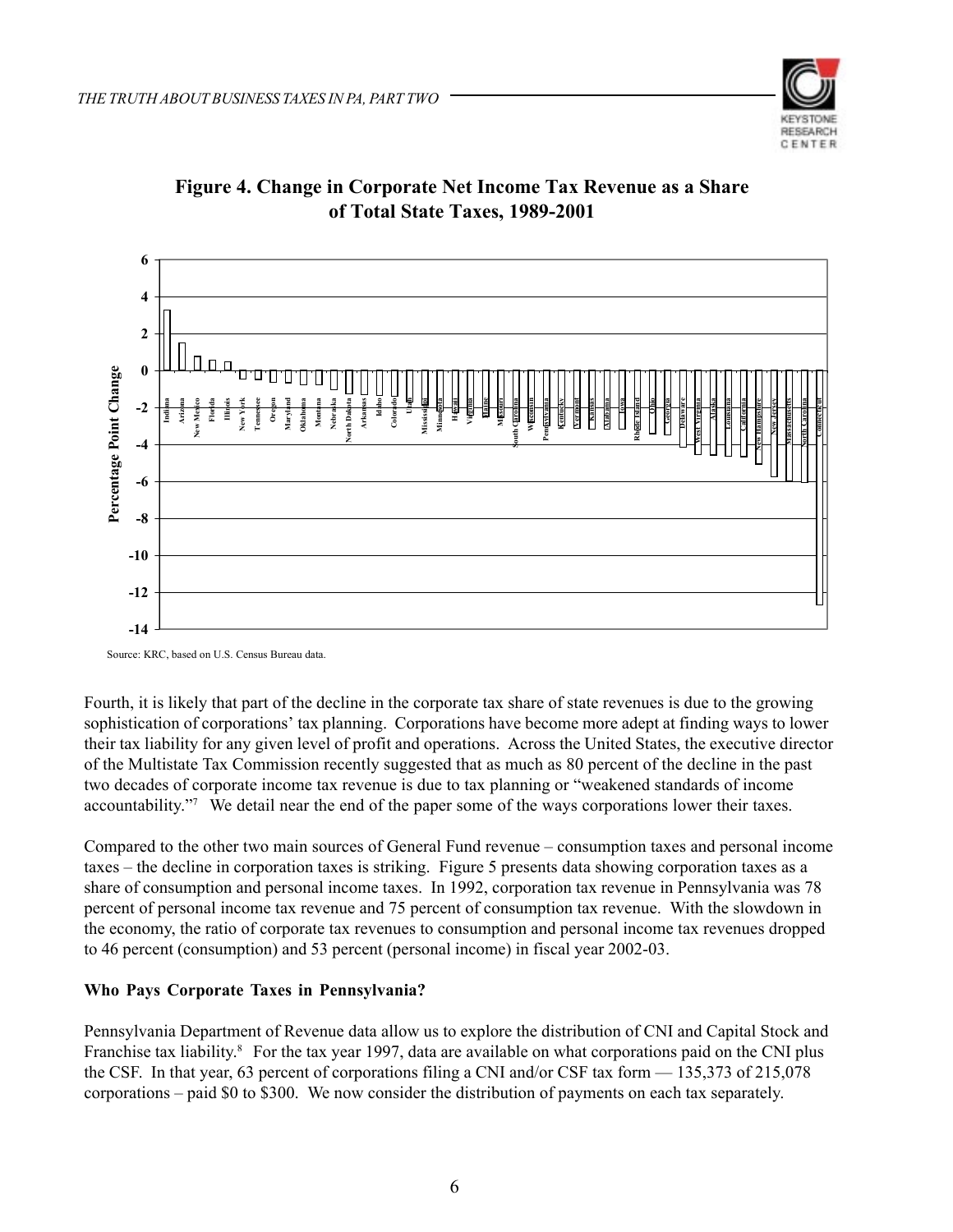**Figure 4. Change in Corporate Net Income Tax Revenue as a Share of Total State Taxes, 1989-2001**

Percentage Point Change

6
4
2
0
-2
-4
-6
-8
-10
-12
-14

Indiana, Arizona, New Mexico, Florida, Illinois, New York, Tennessee, Oregon, Maryland, Oklahoma, Montana, Nebraska, North Dakota, Arkansas, Idaho, Colorado, Utah, Mississippi, Minnesota, Hawaii, Virginia, Maine, Missouri, South Carolina, Wisconsin, Pennsylvania, Kentucky, Vermont, Kansas, Alabama, Iowa, Rhode Island, Ohio, Georgia, Delaware, West Virginia, Alaska, Louisiana, California, New Hampshire, New Jersey, Massachusetts, North Carolina, Connecticut

Source: KRC, based on U.S. Census Bureau data.

Fourth, it is likely that part of the decline in the corporate tax share of state revenues is due to the growing sophistication of corporations' tax planning. Corporations have become more adept at finding ways to lower their tax liability for any given level of profit and operations. Across the United States, the executive director of the Multistate Tax Commission recently suggested that as much as 80 percent of the decline in the past two decades of corporate income tax revenue is due to tax planning or "weakened standards of income accountability."[7] We detail near the end of the paper some of the ways corporations lower their taxes.

Compared to the other two main sources of General Fund revenue – consumption taxes and personal income taxes – the decline in corporation taxes is striking. Figure 5 presents data showing corporation taxes as a share of consumption and personal income taxes. In 1992, corporation tax revenue in Pennsylvania was 78 percent of personal income tax revenue and 75 percent of consumption tax revenue. With the slowdown in the economy, the ratio of corporate tax revenues to consumption and personal income tax revenues dropped to 46 percent (consumption) and 53 percent (personal income) in fiscal year 2002-03.

### Who Pays Corporate Taxes in Pennsylvania?

Pennsylvania Department of Revenue data allow us to explore the distribution of CNI and Capital Stock and Franchise tax liability.[8] For the tax year 1997, data are available on what corporations paid on the CNI plus the CSF. In that year, 63 percent of corporations filing a CNI and/or CSF tax form — 135,373 of 215,078 corporations – paid $0 to $300. We now consider the distribution of payments on each tax separately.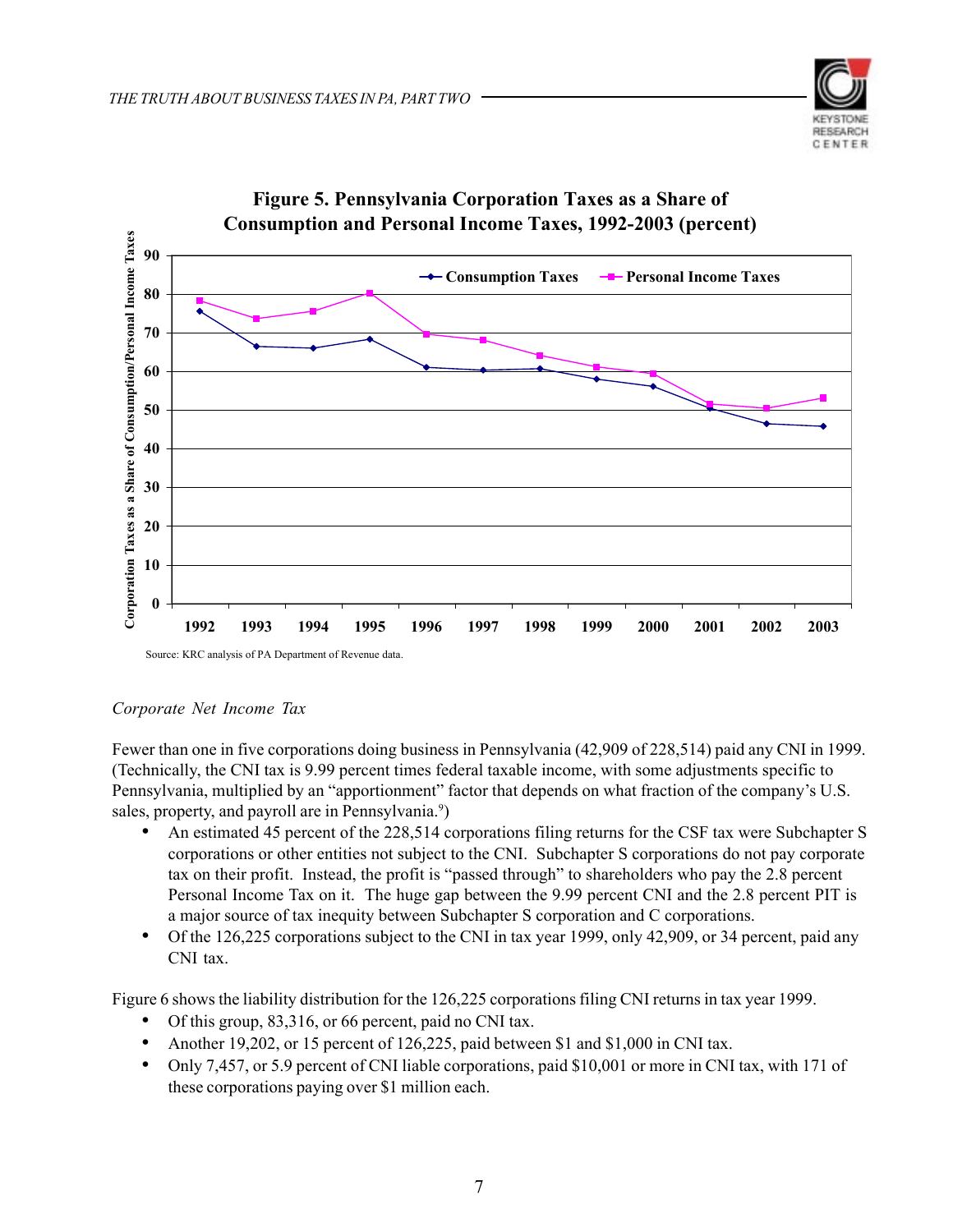**Figure 5. Pennsylvania Corporation Taxes as a Share of Consumption and Personal Income Taxes, 1992-2003 (percent)**

Corporation Taxes as a Share of Consumption/Personal Income Taxes

90
80
70
60
50
40
30
20
10
0

1992 1993 1994 1995 1996 1997 1998 1999 2000 2001 2002 2003

Consumption Taxes
Personal Income Taxes

Source: KRC analysis of PA Department of Revenue data.

*Corporate Net Income Tax*

Fewer than one in five corporations doing business in Pennsylvania (42,909 of 228,514) paid any CNI in 1999. (Technically, the CNI tax is 9.99 percent times federal taxable income, with some adjustments specific to Pennsylvania, multiplied by an "apportionment" factor that depends on what fraction of the company's U.S. sales, property, and payroll are in Pennsylvania.[9])

- An estimated 45 percent of the 228,514 corporations filing returns for the CSF tax were Subchapter S corporations or other entities not subject to the CNI. Subchapter S corporations do not pay corporate tax on their profit. Instead, the profit is "passed through" to shareholders who pay the 2.8 percent Personal Income Tax on it. The huge gap between the 9.99 percent CNI and the 2.8 percent PIT is a major source of tax inequity between Subchapter S corporation and C corporations.
- Of the 126,225 corporations subject to the CNI in tax year 1999, only 42,909, or 34 percent, paid any CNI tax.

Figure 6 shows the liability distribution for the 126,225 corporations filing CNI returns in tax year 1999.

- Of this group, 83,316, or 66 percent, paid no CNI tax.
- Another 19,202, or 15 percent of 126,225, paid between $1 and $1,000 in CNI tax.
- Only 7,457, or 5.9 percent of CNI liable corporations, paid $10,001 or more in CNI tax, with 171 of these corporations paying over $1 million each.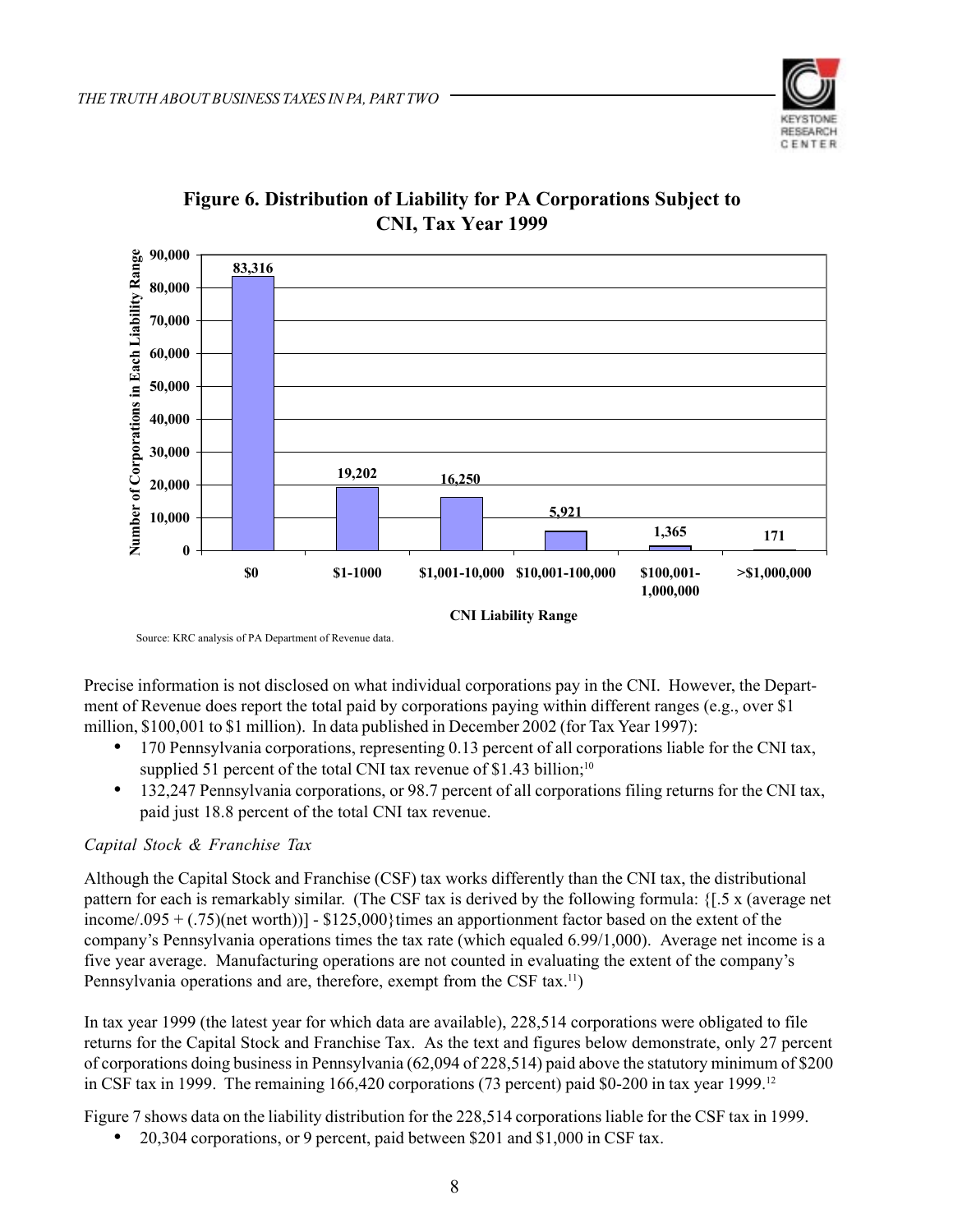**Figure 6. Distribution of Liability for PA Corporations Subject to CNI, Tax Year 1999**

Number of Corporations in Each Liability Range

90,000
80,000
70,000
60,000
50,000
40,000
30,000
20,000
10,000
0

83,316
19,202
16,250
5,921
1,365
171

$0
$1-1000
$1,001-10,000
$10,001-100,000
$100,001-1,000,000
>$1,000,000

CNI Liability Range

Source: KRC analysis of PA Department of Revenue data.

Precise information is not disclosed on what individual corporations pay in the CNI. However, the Department of Revenue does report the total paid by corporations paying within different ranges (e.g., over $1 million, $100,001 to $1 million). In data published in December 2002 (for Tax Year 1997):

- 170 Pennsylvania corporations, representing 0.13 percent of all corporations liable for the CNI tax, supplied 51 percent of the total CNI tax revenue of $1.43 billion;[10]
- 132,247 Pennsylvania corporations, or 98.7 percent of all corporations filing returns for the CNI tax, paid just 18.8 percent of the total CNI tax revenue.

*Capital Stock & Franchise Tax*

Although the Capital Stock and Franchise (CSF) tax works differently than the CNI tax, the distributional pattern for each is remarkably similar. (The CSF tax is derived by the following formula: {[.5 x (average net income/.095 + (.75)(net worth))] - $125,000}times an apportionment factor based on the extent of the company's Pennsylvania operations times the tax rate (which equaled 6.99/1,000). Average net income is a five year average. Manufacturing operations are not counted in evaluating the extent of the company's Pennsylvania operations and are, therefore, exempt from the CSF tax.[11])

In tax year 1999 (the latest year for which data are available), 228,514 corporations were obligated to file returns for the Capital Stock and Franchise Tax. As the text and figures below demonstrate, only 27 percent of corporations doing business in Pennsylvania (62,094 of 228,514) paid above the statutory minimum of $200 in CSF tax in 1999. The remaining 166,420 corporations (73 percent) paid $0-200 in tax year 1999.[12]

Figure 7 shows data on the liability distribution for the 228,514 corporations liable for the CSF tax in 1999.

- 20,304 corporations, or 9 percent, paid between $201 and $1,000 in CSF tax.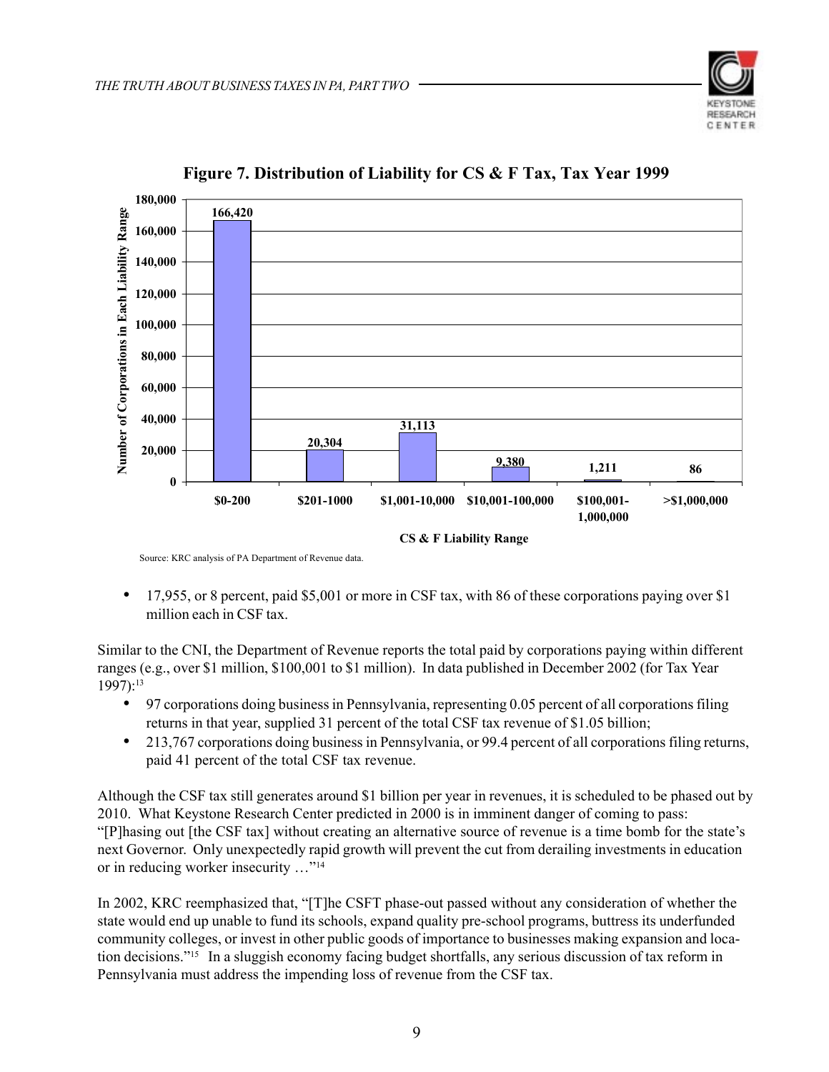**Figure 7. Distribution of Liability for CS & F Tax, Tax Year 1999**

Number of Corporations in Each Liability Range

180,000
160,000
140,000
120,000
100,000
80,000
60,000
40,000
20,000
0

166,420
20,304
31,113
9,380
1,211
86

$0-200
$201-1000
$1,001-10,000
$10,001-100,000
$100,001-1,000,000
>$1,000,000

CS & F Liability Range

Source: KRC analysis of PA Department of Revenue data.

- 17,955, or 8 percent, paid $5,001 or more in CSF tax, with 86 of these corporations paying over $1 million each in CSF tax.

Similar to the CNI, the Department of Revenue reports the total paid by corporations paying within different ranges (e.g., over $1 million, $100,001 to $1 million). In data published in December 2002 (for Tax Year 1997):[13]

- 97 corporations doing business in Pennsylvania, representing 0.05 percent of all corporations filing returns in that year, supplied 31 percent of the total CSF tax revenue of $1.05 billion;
- 213,767 corporations doing business in Pennsylvania, or 99.4 percent of all corporations filing returns, paid 41 percent of the total CSF tax revenue.

Although the CSF tax still generates around $1 billion per year in revenues, it is scheduled to be phased out by 2010. What Keystone Research Center predicted in 2000 is in imminent danger of coming to pass: "[P]hasing out [the CSF tax] without creating an alternative source of revenue is a time bomb for the state's next Governor. Only unexpectedly rapid growth will prevent the cut from derailing investments in education or in reducing worker insecurity …"[14]

In 2002, KRC reemphasized that, "[T]he CSFT phase-out passed without any consideration of whether the state would end up unable to fund its schools, expand quality pre-school programs, buttress its underfunded community colleges, or invest in other public goods of importance to businesses making expansion and location decisions."[15] In a sluggish economy facing budget shortfalls, any serious discussion of tax reform in Pennsylvania must address the impending loss of revenue from the CSF tax.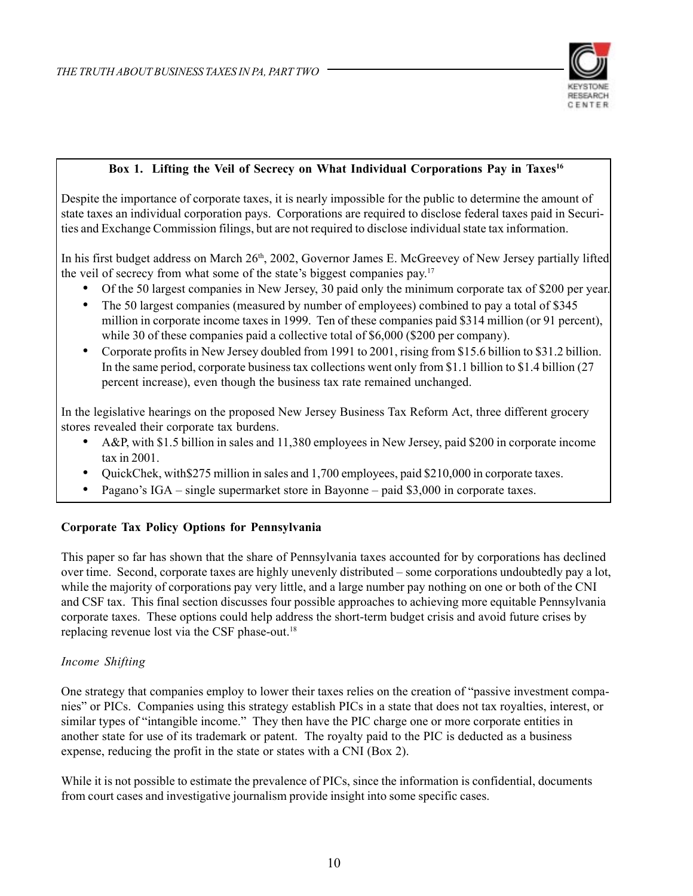**Box 1. Lifting the Veil of Secrecy on What Individual Corporations Pay in Taxes[16]**

Despite the importance of corporate taxes, it is nearly impossible for the public to determine the amount of state taxes an individual corporation pays. Corporations are required to disclose federal taxes paid in Securities and Exchange Commission filings, but are not required to disclose individual state tax information.

In his first budget address on March 26th, 2002, Governor James E. McGreevey of New Jersey partially lifted the veil of secrecy from what some of the state's biggest companies pay.[17]

- Of the 50 largest companies in New Jersey, 30 paid only the minimum corporate tax of $200 per year.
- The 50 largest companies (measured by number of employees) combined to pay a total of $345 million in corporate income taxes in 1999. Ten of these companies paid $314 million (or 91 percent), while 30 of these companies paid a collective total of $6,000 ($200 per company).
- Corporate profits in New Jersey doubled from 1991 to 2001, rising from $15.6 billion to $31.2 billion. In the same period, corporate business tax collections went only from $1.1 billion to $1.4 billion (27 percent increase), even though the business tax rate remained unchanged.

In the legislative hearings on the proposed New Jersey Business Tax Reform Act, three different grocery stores revealed their corporate tax burdens.

- A&P, with $1.5 billion in sales and 11,380 employees in New Jersey, paid $200 in corporate income tax in 2001.
- QuickChek, with$275 million in sales and 1,700 employees, paid $210,000 in corporate taxes.
- Pagano's IGA – single supermarket store in Bayonne – paid $3,000 in corporate taxes.

## Corporate Tax Policy Options for Pennsylvania

This paper so far has shown that the share of Pennsylvania taxes accounted for by corporations has declined over time. Second, corporate taxes are highly unevenly distributed – some corporations undoubtedly pay a lot, while the majority of corporations pay very little, and a large number pay nothing on one or both of the CNI and CSF tax. This final section discusses four possible approaches to achieving more equitable Pennsylvania corporate taxes. These options could help address the short-term budget crisis and avoid future crises by replacing revenue lost via the CSF phase-out.[18]

### *Income Shifting*

One strategy that companies employ to lower their taxes relies on the creation of "passive investment companies" or PICs. Companies using this strategy establish PICs in a state that does not tax royalties, interest, or similar types of "intangible income." They then have the PIC charge one or more corporate entities in another state for use of its trademark or patent. The royalty paid to the PIC is deducted as a business expense, reducing the profit in the state or states with a CNI (Box 2).

While it is not possible to estimate the prevalence of PICs, since the information is confidential, documents from court cases and investigative journalism provide insight into some specific cases.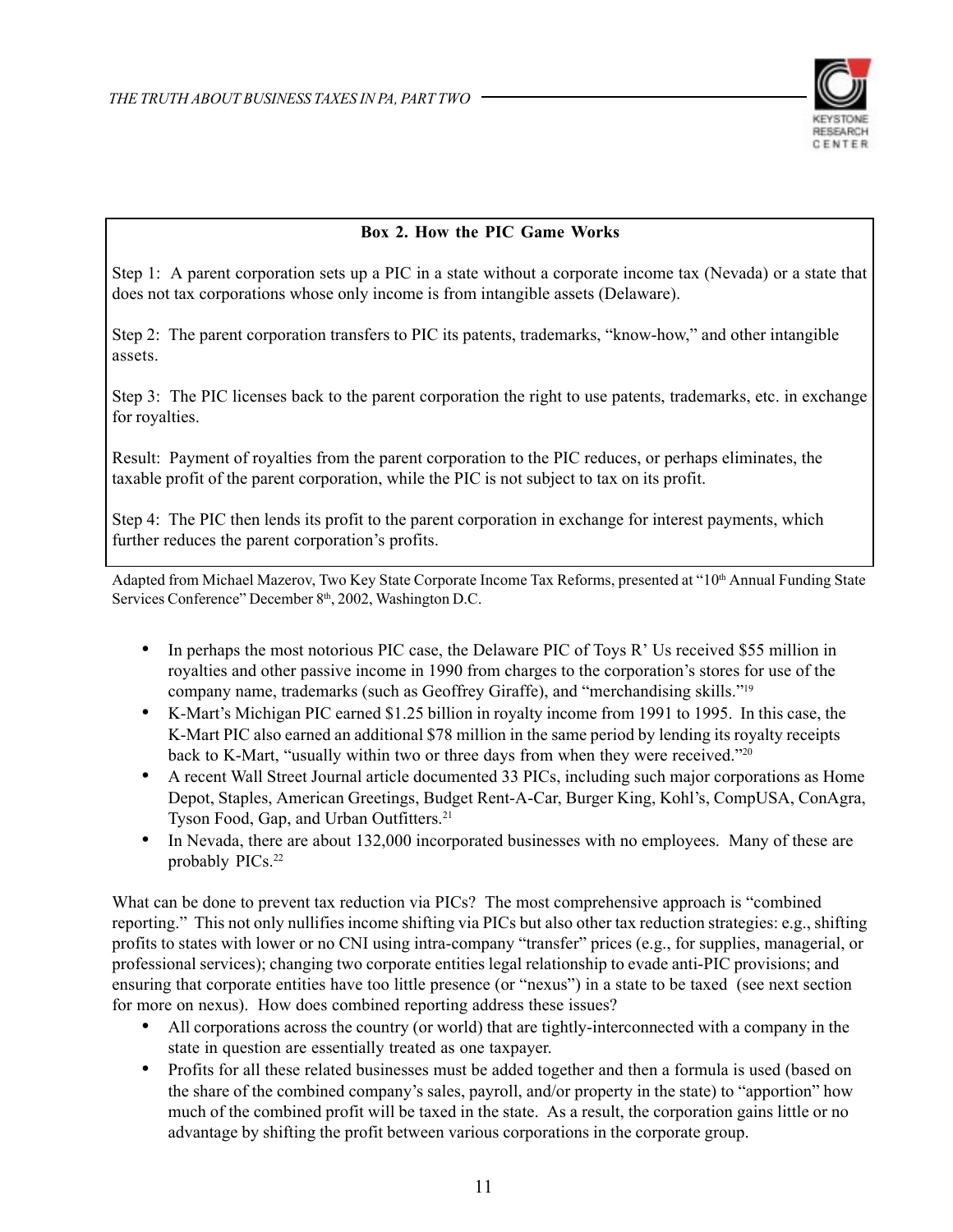**Box 2. How the PIC Game Works**

Step 1: A parent corporation sets up a PIC in a state without a corporate income tax (Nevada) or a state that does not tax corporations whose only income is from intangible assets (Delaware).

Step 2: The parent corporation transfers to PIC its patents, trademarks, "know-how," and other intangible assets.

Step 3: The PIC licenses back to the parent corporation the right to use patents, trademarks, etc. in exchange for royalties.

Result: Payment of royalties from the parent corporation to the PIC reduces, or perhaps eliminates, the taxable profit of the parent corporation, while the PIC is not subject to tax on its profit.

Step 4: The PIC then lends its profit to the parent corporation in exchange for interest payments, which further reduces the parent corporation's profits.

Adapted from Michael Mazerov, Two Key State Corporate Income Tax Reforms, presented at "10th Annual Funding State Services Conference" December 8th, 2002, Washington D.C.

- In perhaps the most notorious PIC case, the Delaware PIC of Toys R' Us received $55 million in royalties and other passive income in 1990 from charges to the corporation's stores for use of the company name, trademarks (such as Geoffrey Giraffe), and "merchandising skills."[19]
- K-Mart's Michigan PIC earned $1.25 billion in royalty income from 1991 to 1995. In this case, the K-Mart PIC also earned an additional $78 million in the same period by lending its royalty receipts back to K-Mart, "usually within two or three days from when they were received."[20]
- A recent Wall Street Journal article documented 33 PICs, including such major corporations as Home Depot, Staples, American Greetings, Budget Rent-A-Car, Burger King, Kohl's, CompUSA, ConAgra, Tyson Food, Gap, and Urban Outfitters.[21]
- In Nevada, there are about 132,000 incorporated businesses with no employees. Many of these are probably PICs.[22]

What can be done to prevent tax reduction via PICs? The most comprehensive approach is "combined reporting." This not only nullifies income shifting via PICs but also other tax reduction strategies: e.g., shifting profits to states with lower or no CNI using intra-company "transfer" prices (e.g., for supplies, managerial, or professional services); changing two corporate entities legal relationship to evade anti-PIC provisions; and ensuring that corporate entities have too little presence (or "nexus") in a state to be taxed (see next section for more on nexus). How does combined reporting address these issues?

- All corporations across the country (or world) that are tightly-interconnected with a company in the state in question are essentially treated as one taxpayer.
- Profits for all these related businesses must be added together and then a formula is used (based on the share of the combined company's sales, payroll, and/or property in the state) to "apportion" how much of the combined profit will be taxed in the state. As a result, the corporation gains little or no advantage by shifting the profit between various corporations in the corporate group.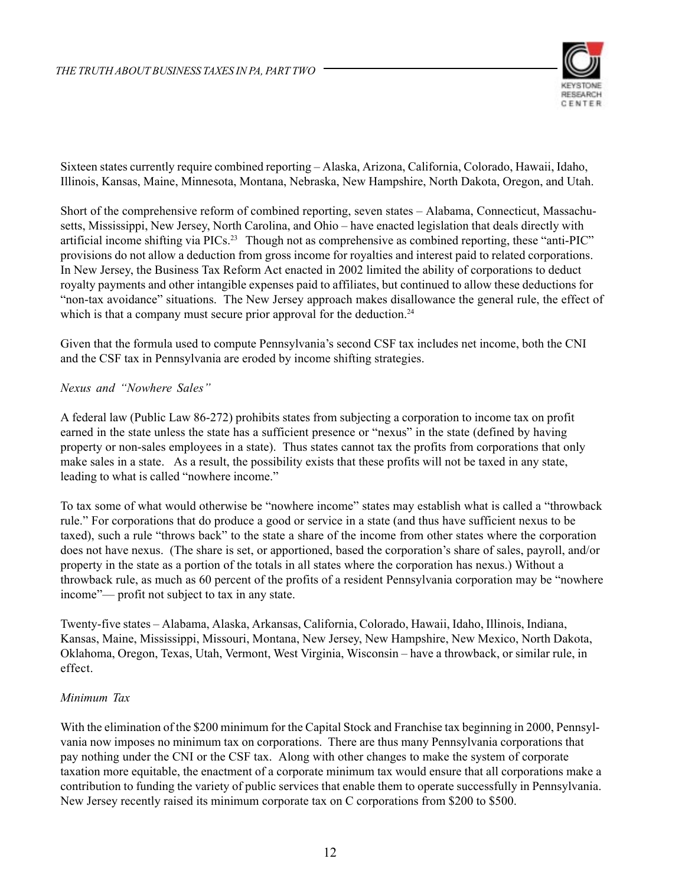Sixteen states currently require combined reporting – Alaska, Arizona, California, Colorado, Hawaii, Idaho, Illinois, Kansas, Maine, Minnesota, Montana, Nebraska, New Hampshire, North Dakota, Oregon, and Utah.

Short of the comprehensive reform of combined reporting, seven states – Alabama, Connecticut, Massachusetts, Mississippi, New Jersey, North Carolina, and Ohio – have enacted legislation that deals directly with artificial income shifting via PICs.[23] Though not as comprehensive as combined reporting, these "anti-PIC" provisions do not allow a deduction from gross income for royalties and interest paid to related corporations. In New Jersey, the Business Tax Reform Act enacted in 2002 limited the ability of corporations to deduct royalty payments and other intangible expenses paid to affiliates, but continued to allow these deductions for "non-tax avoidance" situations. The New Jersey approach makes disallowance the general rule, the effect of which is that a company must secure prior approval for the deduction.[24]

Given that the formula used to compute Pennsylvania's second CSF tax includes net income, both the CNI and the CSF tax in Pennsylvania are eroded by income shifting strategies.

*Nexus and "Nowhere Sales"*

A federal law (Public Law 86-272) prohibits states from subjecting a corporation to income tax on profit earned in the state unless the state has a sufficient presence or "nexus" in the state (defined by having property or non-sales employees in a state). Thus states cannot tax the profits from corporations that only make sales in a state. As a result, the possibility exists that these profits will not be taxed in any state, leading to what is called "nowhere income."

To tax some of what would otherwise be "nowhere income" states may establish what is called a "throwback rule." For corporations that do produce a good or service in a state (and thus have sufficient nexus to be taxed), such a rule "throws back" to the state a share of the income from other states where the corporation does not have nexus. (The share is set, or apportioned, based the corporation's share of sales, payroll, and/or property in the state as a portion of the totals in all states where the corporation has nexus.) Without a throwback rule, as much as 60 percent of the profits of a resident Pennsylvania corporation may be "nowhere income"— profit not subject to tax in any state.

Twenty-five states – Alabama, Alaska, Arkansas, California, Colorado, Hawaii, Idaho, Illinois, Indiana, Kansas, Maine, Mississippi, Missouri, Montana, New Jersey, New Hampshire, New Mexico, North Dakota, Oklahoma, Oregon, Texas, Utah, Vermont, West Virginia, Wisconsin – have a throwback, or similar rule, in effect.

*Minimum Tax*

With the elimination of the $200 minimum for the Capital Stock and Franchise tax beginning in 2000, Pennsylvania now imposes no minimum tax on corporations. There are thus many Pennsylvania corporations that pay nothing under the CNI or the CSF tax. Along with other changes to make the system of corporate taxation more equitable, the enactment of a corporate minimum tax would ensure that all corporations make a contribution to funding the variety of public services that enable them to operate successfully in Pennsylvania. New Jersey recently raised its minimum corporate tax on C corporations from $200 to $500.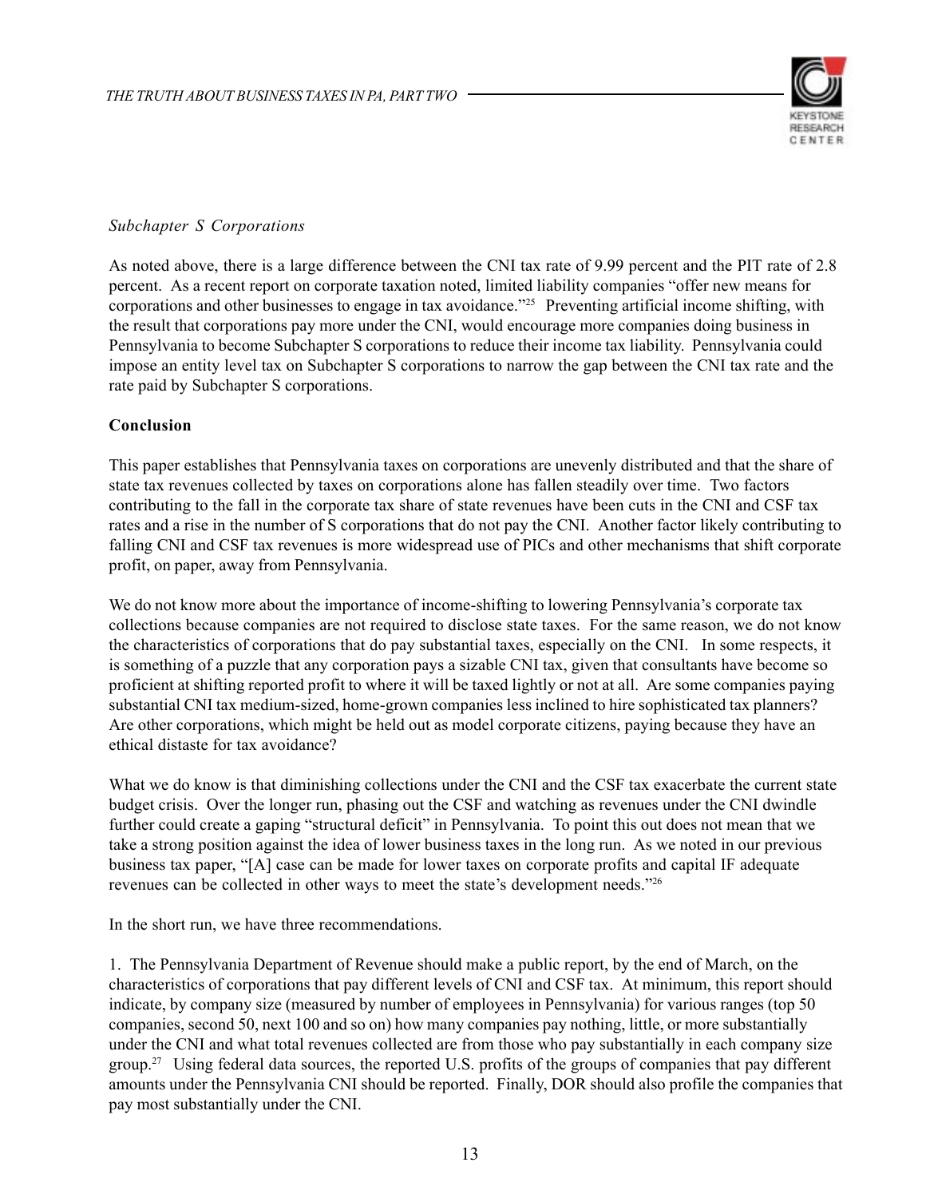*Subchapter S Corporations*

As noted above, there is a large difference between the CNI tax rate of 9.99 percent and the PIT rate of 2.8 percent. As a recent report on corporate taxation noted, limited liability companies "offer new means for corporations and other businesses to engage in tax avoidance."[25] Preventing artificial income shifting, with the result that corporations pay more under the CNI, would encourage more companies doing business in Pennsylvania to become Subchapter S corporations to reduce their income tax liability. Pennsylvania could impose an entity level tax on Subchapter S corporations to narrow the gap between the CNI tax rate and the rate paid by Subchapter S corporations.

**Conclusion**

This paper establishes that Pennsylvania taxes on corporations are unevenly distributed and that the share of state tax revenues collected by taxes on corporations alone has fallen steadily over time. Two factors contributing to the fall in the corporate tax share of state revenues have been cuts in the CNI and CSF tax rates and a rise in the number of S corporations that do not pay the CNI. Another factor likely contributing to falling CNI and CSF tax revenues is more widespread use of PICs and other mechanisms that shift corporate profit, on paper, away from Pennsylvania.

We do not know more about the importance of income-shifting to lowering Pennsylvania's corporate tax collections because companies are not required to disclose state taxes. For the same reason, we do not know the characteristics of corporations that do pay substantial taxes, especially on the CNI. In some respects, it is something of a puzzle that any corporation pays a sizable CNI tax, given that consultants have become so proficient at shifting reported profit to where it will be taxed lightly or not at all. Are some companies paying substantial CNI tax medium-sized, home-grown companies less inclined to hire sophisticated tax planners? Are other corporations, which might be held out as model corporate citizens, paying because they have an ethical distaste for tax avoidance?

What we do know is that diminishing collections under the CNI and the CSF tax exacerbate the current state budget crisis. Over the longer run, phasing out the CSF and watching as revenues under the CNI dwindle further could create a gaping "structural deficit" in Pennsylvania. To point this out does not mean that we take a strong position against the idea of lower business taxes in the long run. As we noted in our previous business tax paper, "[A] case can be made for lower taxes on corporate profits and capital IF adequate revenues can be collected in other ways to meet the state's development needs."[26]

In the short run, we have three recommendations.

1. The Pennsylvania Department of Revenue should make a public report, by the end of March, on the characteristics of corporations that pay different levels of CNI and CSF tax. At minimum, this report should indicate, by company size (measured by number of employees in Pennsylvania) for various ranges (top 50 companies, second 50, next 100 and so on) how many companies pay nothing, little, or more substantially under the CNI and what total revenues collected are from those who pay substantially in each company size group.[27] Using federal data sources, the reported U.S. profits of the groups of companies that pay different amounts under the Pennsylvania CNI should be reported. Finally, DOR should also profile the companies that pay most substantially under the CNI.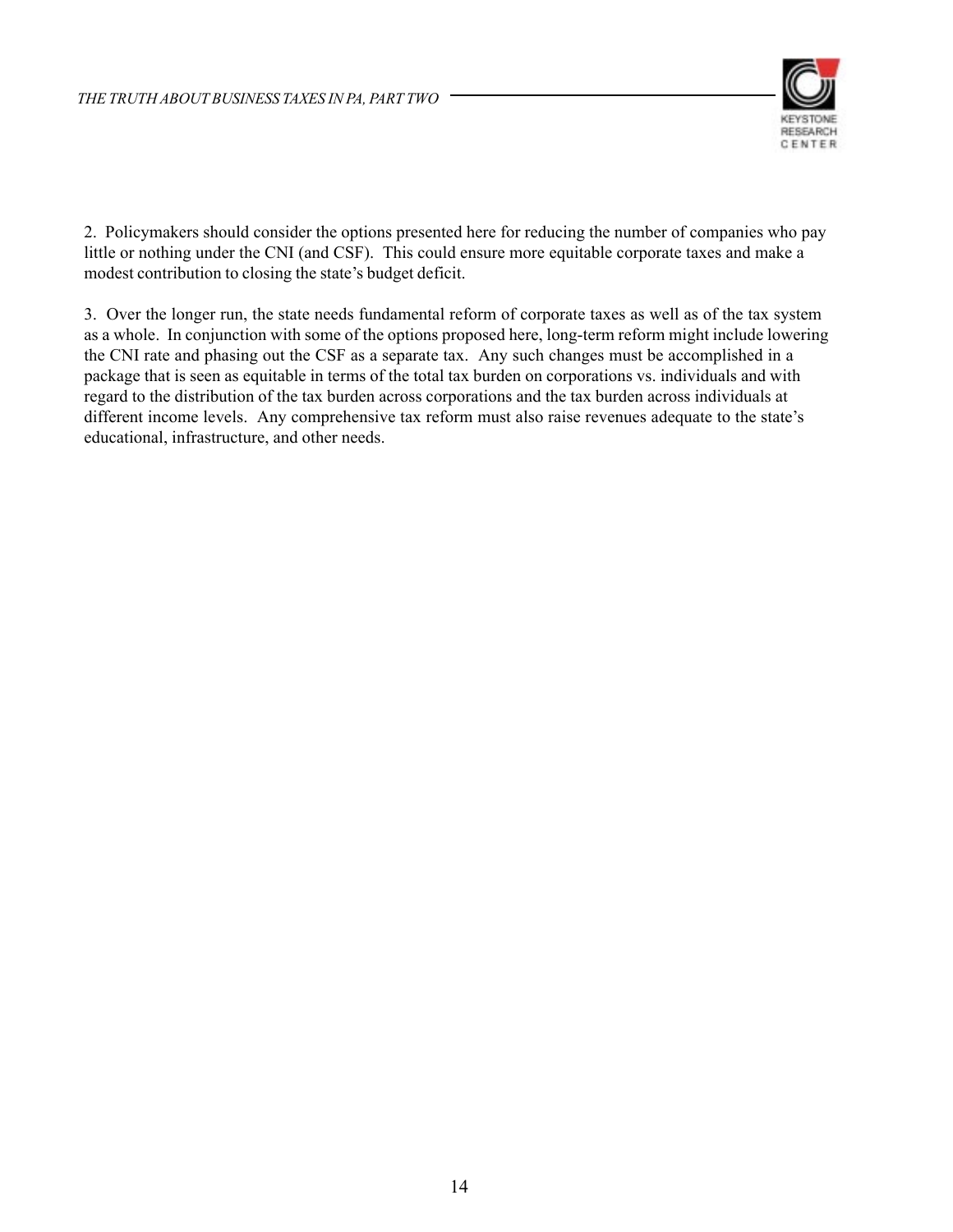2. Policymakers should consider the options presented here for reducing the number of companies who pay little or nothing under the CNI (and CSF). This could ensure more equitable corporate taxes and make a modest contribution to closing the state's budget deficit.

3. Over the longer run, the state needs fundamental reform of corporate taxes as well as of the tax system as a whole. In conjunction with some of the options proposed here, long-term reform might include lowering the CNI rate and phasing out the CSF as a separate tax. Any such changes must be accomplished in a package that is seen as equitable in terms of the total tax burden on corporations vs. individuals and with regard to the distribution of the tax burden across corporations and the tax burden across individuals at different income levels. Any comprehensive tax reform must also raise revenues adequate to the state's educational, infrastructure, and other needs.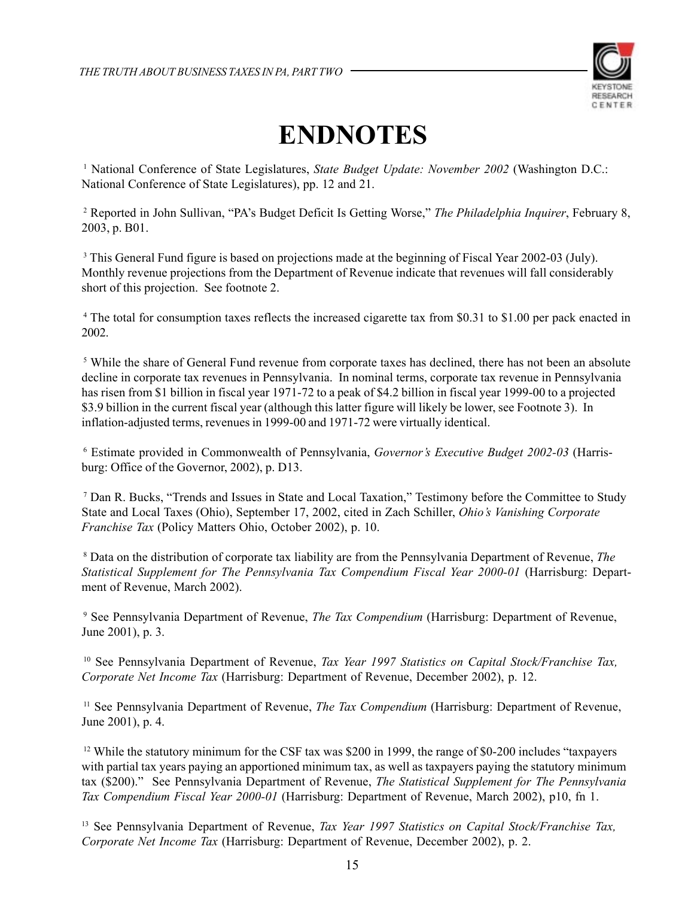# ENDNOTES

[1] National Conference of State Legislatures, *State Budget Update: November 2002* (Washington D.C.: National Conference of State Legislatures), pp. 12 and 21.

[2] Reported in John Sullivan, "PA's Budget Deficit Is Getting Worse," *The Philadelphia Inquirer*, February 8, 2003, p. B01.

[3] This General Fund figure is based on projections made at the beginning of Fiscal Year 2002-03 (July). Monthly revenue projections from the Department of Revenue indicate that revenues will fall considerably short of this projection. See footnote 2.

[4] The total for consumption taxes reflects the increased cigarette tax from $0.31 to $1.00 per pack enacted in 2002.

[5] While the share of General Fund revenue from corporate taxes has declined, there has not been an absolute decline in corporate tax revenues in Pennsylvania. In nominal terms, corporate tax revenue in Pennsylvania has risen from $1 billion in fiscal year 1971-72 to a peak of $4.2 billion in fiscal year 1999-00 to a projected $3.9 billion in the current fiscal year (although this latter figure will likely be lower, see Footnote 3). In inflation-adjusted terms, revenues in 1999-00 and 1971-72 were virtually identical.

[6] Estimate provided in Commonwealth of Pennsylvania, *Governor's Executive Budget 2002-03* (Harrisburg: Office of the Governor, 2002), p. D13.

[7] Dan R. Bucks, "Trends and Issues in State and Local Taxation," Testimony before the Committee to Study State and Local Taxes (Ohio), September 17, 2002, cited in Zach Schiller, *Ohio's Vanishing Corporate Franchise Tax* (Policy Matters Ohio, October 2002), p. 10.

[8] Data on the distribution of corporate tax liability are from the Pennsylvania Department of Revenue, *The Statistical Supplement for The Pennsylvania Tax Compendium Fiscal Year 2000-01* (Harrisburg: Department of Revenue, March 2002).

[9] See Pennsylvania Department of Revenue, *The Tax Compendium* (Harrisburg: Department of Revenue, June 2001), p. 3.

[10] See Pennsylvania Department of Revenue, *Tax Year 1997 Statistics on Capital Stock/Franchise Tax, Corporate Net Income Tax* (Harrisburg: Department of Revenue, December 2002), p. 12.

[11] See Pennsylvania Department of Revenue, *The Tax Compendium* (Harrisburg: Department of Revenue, June 2001), p. 4.

[12] While the statutory minimum for the CSF tax was $200 in 1999, the range of $0-200 includes "taxpayers with partial tax years paying an apportioned minimum tax, as well as taxpayers paying the statutory minimum tax ($200)." See Pennsylvania Department of Revenue, *The Statistical Supplement for The Pennsylvania Tax Compendium Fiscal Year 2000-01* (Harrisburg: Department of Revenue, March 2002), p10, fn 1.

[13] See Pennsylvania Department of Revenue, *Tax Year 1997 Statistics on Capital Stock/Franchise Tax, Corporate Net Income Tax* (Harrisburg: Department of Revenue, December 2002), p. 2.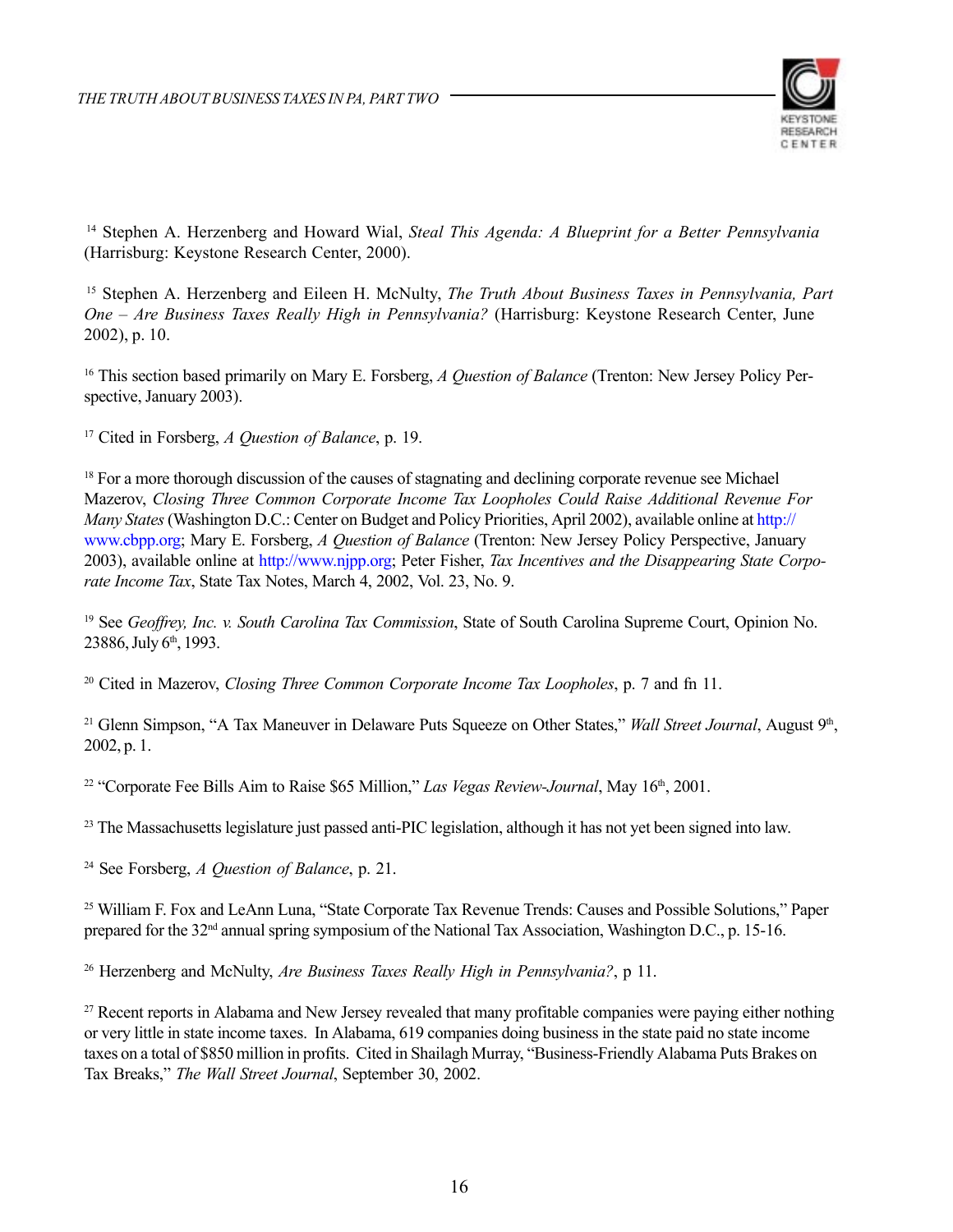[14] Stephen A. Herzenberg and Howard Wial, *Steal This Agenda: A Blueprint for a Better Pennsylvania* (Harrisburg: Keystone Research Center, 2000).

[15] Stephen A. Herzenberg and Eileen H. McNulty, *The Truth About Business Taxes in Pennsylvania, Part One – Are Business Taxes Really High in Pennsylvania?* (Harrisburg: Keystone Research Center, June 2002), p. 10.

[16] This section based primarily on Mary E. Forsberg, *A Question of Balance* (Trenton: New Jersey Policy Perspective, January 2003).

[17] Cited in Forsberg, *A Question of Balance*, p. 19.

[18] For a more thorough discussion of the causes of stagnating and declining corporate revenue see Michael Mazerov, *Closing Three Common Corporate Income Tax Loopholes Could Raise Additional Revenue For Many States* (Washington D.C.: Center on Budget and Policy Priorities, April 2002), available online at http://www.cbpp.org; Mary E. Forsberg, *A Question of Balance* (Trenton: New Jersey Policy Perspective, January 2003), available online at http://www.njpp.org; Peter Fisher, *Tax Incentives and the Disappearing State Corporate Income Tax*, State Tax Notes, March 4, 2002, Vol. 23, No. 9.

[19] See *Geoffrey, Inc. v. South Carolina Tax Commission*, State of South Carolina Supreme Court, Opinion No. 23886, July 6th, 1993.

[20] Cited in Mazerov, *Closing Three Common Corporate Income Tax Loopholes*, p. 7 and fn 11.

[21] Glenn Simpson, "A Tax Maneuver in Delaware Puts Squeeze on Other States," *Wall Street Journal*, August 9th, 2002, p. 1.

[22] "Corporate Fee Bills Aim to Raise $65 Million," *Las Vegas Review-Journal*, May 16th, 2001.

[23] The Massachusetts legislature just passed anti-PIC legislation, although it has not yet been signed into law.

[24] See Forsberg, *A Question of Balance*, p. 21.

[25] William F. Fox and LeAnn Luna, "State Corporate Tax Revenue Trends: Causes and Possible Solutions," Paper prepared for the 32nd annual spring symposium of the National Tax Association, Washington D.C., p. 15-16.

[26] Herzenberg and McNulty, *Are Business Taxes Really High in Pennsylvania?*, p 11.

[27] Recent reports in Alabama and New Jersey revealed that many profitable companies were paying either nothing or very little in state income taxes. In Alabama, 619 companies doing business in the state paid no state income taxes on a total of $850 million in profits. Cited in Shailagh Murray, "Business-Friendly Alabama Puts Brakes on Tax Breaks," *The Wall Street Journal*, September 30, 2002.